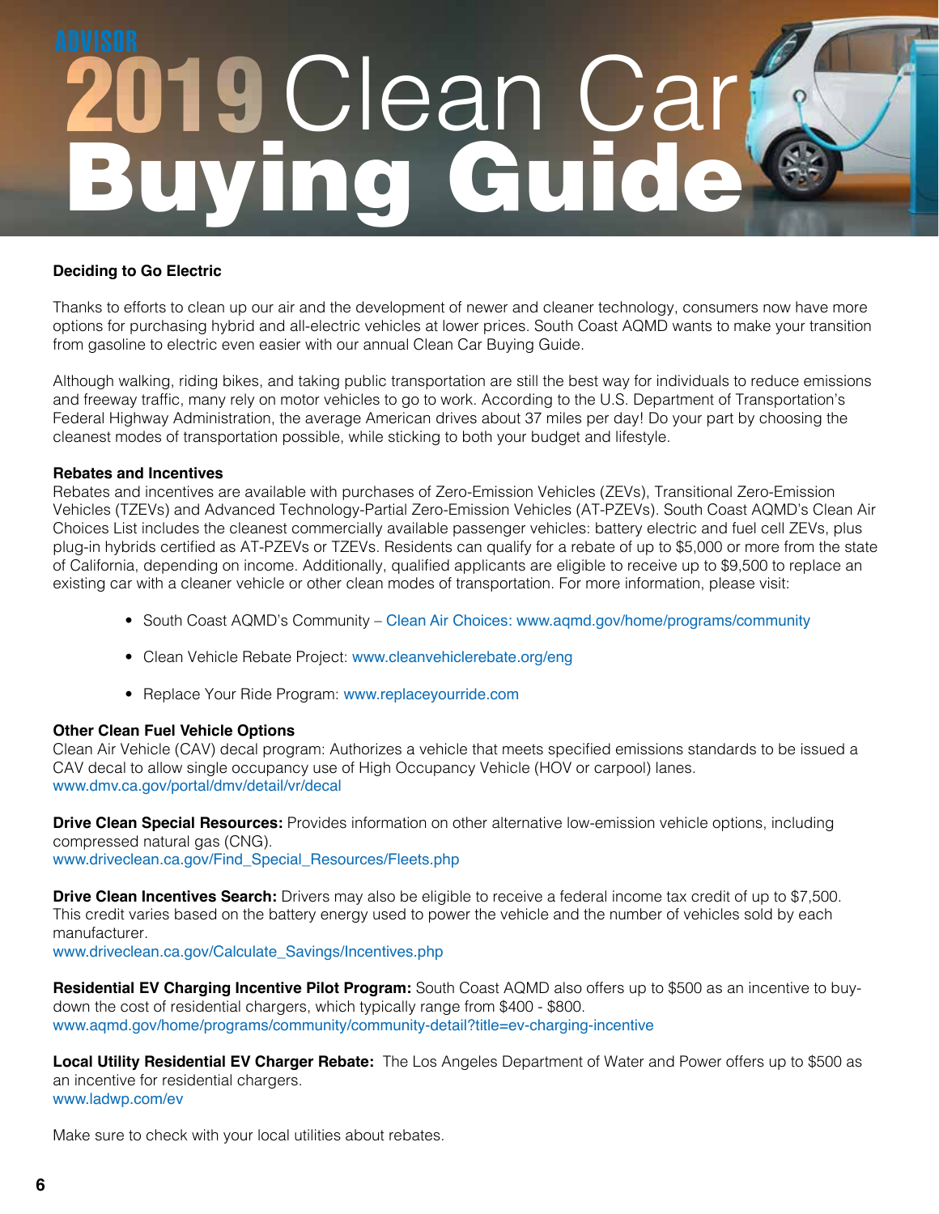ADVISOR

# 2019 Clean Car Buying Guide

**Deciding to Go Electric**

Thanks to efforts to clean up our air and the development of newer and cleaner technology, consumers now have more options for purchasing hybrid and all-electric vehicles at lower prices. South Coast AQMD wants to make your transition from gasoline to electric even easier with our annual Clean Car Buying Guide.

Although walking, riding bikes, and taking public transportation are still the best way for individuals to reduce emissions and freeway traffic, many rely on motor vehicles to go to work. According to the U.S. Department of Transportation's Federal Highway Administration, the average American drives about 37 miles per day! Do your part by choosing the cleanest modes of transportation possible, while sticking to both your budget and lifestyle.

**Rebates and Incentives**

Rebates and incentives are available with purchases of Zero-Emission Vehicles (ZEVs), Transitional Zero-Emission Vehicles (TZEVs) and Advanced Technology-Partial Zero-Emission Vehicles (AT-PZEVs). South Coast AQMD's Clean Air Choices List includes the cleanest commercially available passenger vehicles: battery electric and fuel cell ZEVs, plus plug-in hybrids certified as AT-PZEVs or TZEVs. Residents can qualify for a rebate of up to $5,000 or more from the state of California, depending on income. Additionally, qualified applicants are eligible to receive up to $9,500 to replace an existing car with a cleaner vehicle or other clean modes of transportation. For more information, please visit:

- South Coast AQMD's Community – Clean Air Choices: www.aqmd.gov/home/programs/community
- Clean Vehicle Rebate Project: www.cleanvehiclerebate.org/eng
- Replace Your Ride Program: www.replaceyourride.com

**Other Clean Fuel Vehicle Options**

Clean Air Vehicle (CAV) decal program: Authorizes a vehicle that meets specified emissions standards to be issued a CAV decal to allow single occupancy use of High Occupancy Vehicle (HOV or carpool) lanes.
www.dmv.ca.gov/portal/dmv/detail/vr/decal

**Drive Clean Special Resources:** Provides information on other alternative low-emission vehicle options, including compressed natural gas (CNG).
www.driveclean.ca.gov/Find_Special_Resources/Fleets.php

**Drive Clean Incentives Search:** Drivers may also be eligible to receive a federal income tax credit of up to $7,500. This credit varies based on the battery energy used to power the vehicle and the number of vehicles sold by each manufacturer.
www.driveclean.ca.gov/Calculate_Savings/Incentives.php

**Residential EV Charging Incentive Pilot Program:** South Coast AQMD also offers up to $500 as an incentive to buy-down the cost of residential chargers, which typically range from $400 - $800.
www.aqmd.gov/home/programs/community/community-detail?title=ev-charging-incentive

**Local Utility Residential EV Charger Rebate:** The Los Angeles Department of Water and Power offers up to $500 as an incentive for residential chargers.
www.ladwp.com/ev

Make sure to check with your local utilities about rebates.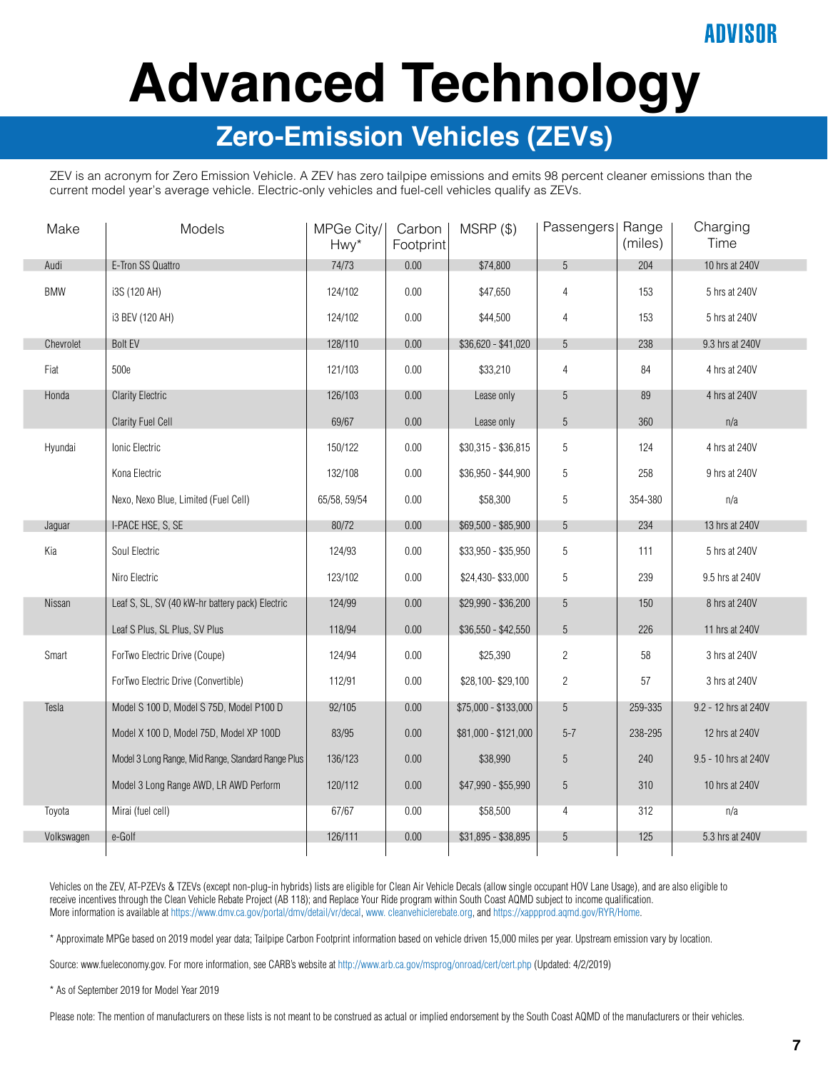# Advanced Technology

## Zero-Emission Vehicles (ZEVs)

ZEV is an acronym for Zero Emission Vehicle. A ZEV has zero tailpipe emissions and emits 98 percent cleaner emissions than the current model year's average vehicle. Electric-only vehicles and fuel-cell vehicles qualify as ZEVs.

| Make | Models | MPGe City/ Hwy* | Carbon Footprint | MSRP ($) | Passengers | Range (miles) | Charging Time |
|---|---|---|---|---|---|---|---|
| Audi | E-Tron SS Quattro | 74/73 | 0.00 | $74,800 | 5 | 204 | 10 hrs at 240V |
| BMW | i3S (120 AH) | 124/102 | 0.00 | $47,650 | 4 | 153 | 5 hrs at 240V |
| | i3 BEV (120 AH) | 124/102 | 0.00 | $44,500 | 4 | 153 | 5 hrs at 240V |
| Chevrolet | Bolt EV | 128/110 | 0.00 | $36,620 - $41,020 | 5 | 238 | 9.3 hrs at 240V |
| Fiat | 500e | 121/103 | 0.00 | $33,210 | 4 | 84 | 4 hrs at 240V |
| Honda | Clarity Electric | 126/103 | 0.00 | Lease only | 5 | 89 | 4 hrs at 240V |
| | Clarity Fuel Cell | 69/67 | 0.00 | Lease only | 5 | 360 | n/a |
| Hyundai | Ionic Electric | 150/122 | 0.00 | $30,315 - $36,815 | 5 | 124 | 4 hrs at 240V |
| | Kona Electric | 132/108 | 0.00 | $36,950 - $44,900 | 5 | 258 | 9 hrs at 240V |
| | Nexo, Nexo Blue, Limited (Fuel Cell) | 65/58, 59/54 | 0.00 | $58,300 | 5 | 354-380 | n/a |
| Jaguar | I-PACE HSE, S, SE | 80/72 | 0.00 | $69,500 - $85,900 | 5 | 234 | 13 hrs at 240V |
| Kia | Soul Electric | 124/93 | 0.00 | $33,950 - $35,950 | 5 | 111 | 5 hrs at 240V |
| | Niro Electric | 123/102 | 0.00 | $24,430- $33,000 | 5 | 239 | 9.5 hrs at 240V |
| Nissan | Leaf S, SL, SV (40 kW-hr battery pack) Electric | 124/99 | 0.00 | $29,990 - $36,200 | 5 | 150 | 8 hrs at 240V |
| | Leaf S Plus, SL Plus, SV Plus | 118/94 | 0.00 | $36,550 - $42,550 | 5 | 226 | 11 hrs at 240V |
| Smart | ForTwo Electric Drive (Coupe) | 124/94 | 0.00 | $25,390 | 2 | 58 | 3 hrs at 240V |
| | ForTwo Electric Drive (Convertible) | 112/91 | 0.00 | $28,100- $29,100 | 2 | 57 | 3 hrs at 240V |
| Tesla | Model S 100 D, Model S 75D, Model P100 D | 92/105 | 0.00 | $75,000 - $133,000 | 5 | 259-335 | 9.2 - 12 hrs at 240V |
| | Model X 100 D, Model 75D, Model XP 100D | 83/95 | 0.00 | $81,000 - $121,000 | 5-7 | 238-295 | 12 hrs at 240V |
| | Model 3 Long Range, Mid Range, Standard Range Plus | 136/123 | 0.00 | $38,990 | 5 | 240 | 9.5 - 10 hrs at 240V |
| | Model 3 Long Range AWD, LR AWD Perform | 120/112 | 0.00 | $47,990 - $55,990 | 5 | 310 | 10 hrs at 240V |
| Toyota | Mirai (fuel cell) | 67/67 | 0.00 | $58,500 | 4 | 312 | n/a |
| Volkswagen | e-Golf | 126/111 | 0.00 | $31,895 - $38,895 | 5 | 125 | 5.3 hrs at 240V |

Vehicles on the ZEV, AT-PZEVs & TZEVs (except non-plug-in hybrids) lists are eligible for Clean Air Vehicle Decals (allow single occupant HOV Lane Usage), and are also eligible to receive incentives through the Clean Vehicle Rebate Project (AB 118); and Replace Your Ride program within South Coast AQMD subject to income qualification. More information is available at https://www.dmv.ca.gov/portal/dmv/detail/vr/decal, www. cleanvehiclerebate.org, and https://xappprod.aqmd.gov/RYR/Home.

* Approximate MPGe based on 2019 model year data; Tailpipe Carbon Footprint information based on vehicle driven 15,000 miles per year. Upstream emission vary by location.

Source: www.fueleconomy.gov. For more information, see CARB's website at http://www.arb.ca.gov/msprog/onroad/cert/cert.php (Updated: 4/2/2019)

* As of September 2019 for Model Year 2019

Please note: The mention of manufacturers on these lists is not meant to be construed as actual or implied endorsement by the South Coast AQMD of the manufacturers or their vehicles.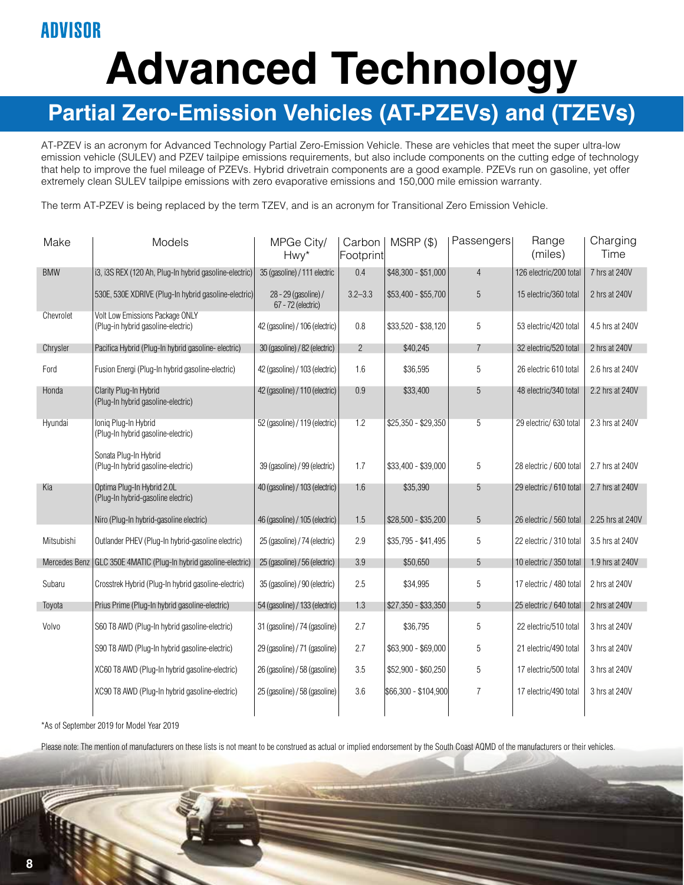ADVISOR

# Advanced Technology

## Partial Zero-Emission Vehicles (AT-PZEVs) and (TZEVs)

AT-PZEV is an acronym for Advanced Technology Partial Zero-Emission Vehicle. These are vehicles that meet the super ultra-low emission vehicle (SULEV) and PZEV tailpipe emissions requirements, but also include components on the cutting edge of technology that help to improve the fuel mileage of PZEVs. Hybrid drivetrain components are a good example. PZEVs run on gasoline, yet offer extremely clean SULEV tailpipe emissions with zero evaporative emissions and 150,000 mile emission warranty.

The term AT-PZEV is being replaced by the term TZEV, and is an acronym for Transitional Zero Emission Vehicle.

| Make | Models | MPGe City/ Hwy* | Carbon Footprint | MSRP ($) | Passengers | Range (miles) | Charging Time |
|---|---|---|---|---|---|---|---|
| BMW | i3, i3S REX (120 Ah, Plug-In hybrid gasoline-electric) | 35 (gasoline) / 111 electric | 0.4 | $48,300 - $51,000 | 4 | 126 electric/200 total | 7 hrs at 240V |
| | 530E, 530E XDRIVE (Plug-In hybrid gasoline-electric) | 28 - 29 (gasoline) / 67 - 72 (electric) | 3.2–3.3 | $53,400 - $55,700 | 5 | 15 electric/360 total | 2 hrs at 240V |
| Chevrolet | Volt Low Emissions Package ONLY (Plug-in hybrid gasoline-electric) | 42 (gasoline) / 106 (electric) | 0.8 | $33,520 - $38,120 | 5 | 53 electric/420 total | 4.5 hrs at 240V |
| Chrysler | Pacifica Hybrid (Plug-In hybrid gasoline- electric) | 30 (gasoline) / 82 (electric) | 2 | $40,245 | 7 | 32 electric/520 total | 2 hrs at 240V |
| Ford | Fusion Energi (Plug-In hybrid gasoline-electric) | 42 (gasoline) / 103 (electric) | 1.6 | $36,595 | 5 | 26 electric 610 total | 2.6 hrs at 240V |
| Honda | Clarity Plug-In Hybrid (Plug-In hybrid gasoline-electric) | 42 (gasoline) / 110 (electric) | 0.9 | $33,400 | 5 | 48 electric/340 total | 2.2 hrs at 240V |
| Hyundai | Ioniq Plug-In Hybrid (Plug-In hybrid gasoline-electric) | 52 (gasoline) / 119 (electric) | 1.2 | $25,350 - $29,350 | 5 | 29 electric/ 630 total | 2.3 hrs at 240V |
| | Sonata Plug-In Hybrid (Plug-In hybrid gasoline-electric) | 39 (gasoline) / 99 (electric) | 1.7 | $33,400 - $39,000 | 5 | 28 electric / 600 total | 2.7 hrs at 240V |
| Kia | Optima Plug-In Hybrid 2.0L (Plug-In hybrid-gasoline electric) | 40 (gasoline) / 103 (electric) | 1.6 | $35,390 | 5 | 29 electric / 610 total | 2.7 hrs at 240V |
| | Niro (Plug-In hybrid-gasoline electric) | 46 (gasoline) / 105 (electric) | 1.5 | $28,500 - $35,200 | 5 | 26 electric / 560 total | 2.25 hrs at 240V |
| Mitsubishi | Outlander PHEV (Plug-In hybrid-gasoline electric) | 25 (gasoline) / 74 (electric) | 2.9 | $35,795 - $41,495 | 5 | 22 electric / 310 total | 3.5 hrs at 240V |
| Mercedes Benz | GLC 350E 4MATIC (Plug-In hybrid gasoline-electric) | 25 (gasoline) / 56 (electric) | 3.9 | $50,650 | 5 | 10 electric / 350 total | 1.9 hrs at 240V |
| Subaru | Crosstrek Hybrid (Plug-In hybrid gasoline-electric) | 35 (gasoline) / 90 (electric) | 2.5 | $34,995 | 5 | 17 electric / 480 total | 2 hrs at 240V |
| Toyota | Prius Prime (Plug-In hybrid gasoline-electric) | 54 (gasoline) / 133 (electric) | 1.3 | $27,350 - $33,350 | 5 | 25 electric / 640 total | 2 hrs at 240V |
| Volvo | S60 T8 AWD (Plug-In hybrid gasoline-electric) | 31 (gasoline) / 74 (gasoline) | 2.7 | $36,795 | 5 | 22 electric/510 total | 3 hrs at 240V |
| | S90 T8 AWD (Plug-In hybrid gasoline-electric) | 29 (gasoline) / 71 (gasoline) | 2.7 | $63,900 - $69,000 | 5 | 21 electric/490 total | 3 hrs at 240V |
| | XC60 T8 AWD (Plug-In hybrid gasoline-electric) | 26 (gasoline) / 58 (gasoline) | 3.5 | $52,900 - $60,250 | 5 | 17 electric/500 total | 3 hrs at 240V |
| | XC90 T8 AWD (Plug-In hybrid gasoline-electric) | 25 (gasoline) / 58 (gasoline) | 3.6 | $66,300 - $104,900 | 7 | 17 electric/490 total | 3 hrs at 240V |

*As of September 2019 for Model Year 2019

Please note: The mention of manufacturers on these lists is not meant to be construed as actual or implied endorsement by the South Coast AQMD of the manufacturers or their vehicles.